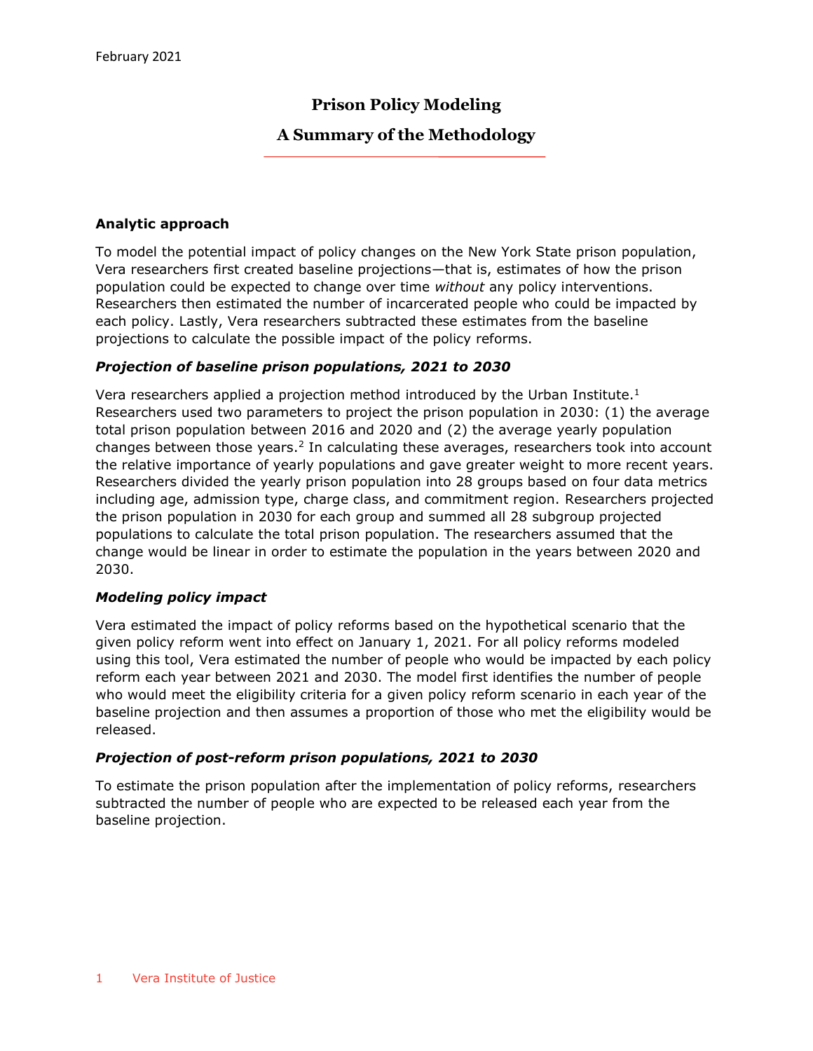February 2021

# Prison Policy Modeling

## A Summary of the Methodology

### Analytic approach

To model the potential impact of policy changes on the New York State prison population, Vera researchers first created baseline projections—that is, estimates of how the prison population could be expected to change over time *without* any policy interventions. Researchers then estimated the number of incarcerated people who could be impacted by each policy. Lastly, Vera researchers subtracted these estimates from the baseline projections to calculate the possible impact of the policy reforms.

### *Projection of baseline prison populations, 2021 to 2030*

Vera researchers applied a projection method introduced by the Urban Institute.[1] Researchers used two parameters to project the prison population in 2030: (1) the average total prison population between 2016 and 2020 and (2) the average yearly population changes between those years.[2] In calculating these averages, researchers took into account the relative importance of yearly populations and gave greater weight to more recent years. Researchers divided the yearly prison population into 28 groups based on four data metrics including age, admission type, charge class, and commitment region. Researchers projected the prison population in 2030 for each group and summed all 28 subgroup projected populations to calculate the total prison population. The researchers assumed that the change would be linear in order to estimate the population in the years between 2020 and 2030.

### *Modeling policy impact*

Vera estimated the impact of policy reforms based on the hypothetical scenario that the given policy reform went into effect on January 1, 2021. For all policy reforms modeled using this tool, Vera estimated the number of people who would be impacted by each policy reform each year between 2021 and 2030. The model first identifies the number of people who would meet the eligibility criteria for a given policy reform scenario in each year of the baseline projection and then assumes a proportion of those who met the eligibility would be released.

### *Projection of post-reform prison populations, 2021 to 2030*

To estimate the prison population after the implementation of policy reforms, researchers subtracted the number of people who are expected to be released each year from the baseline projection.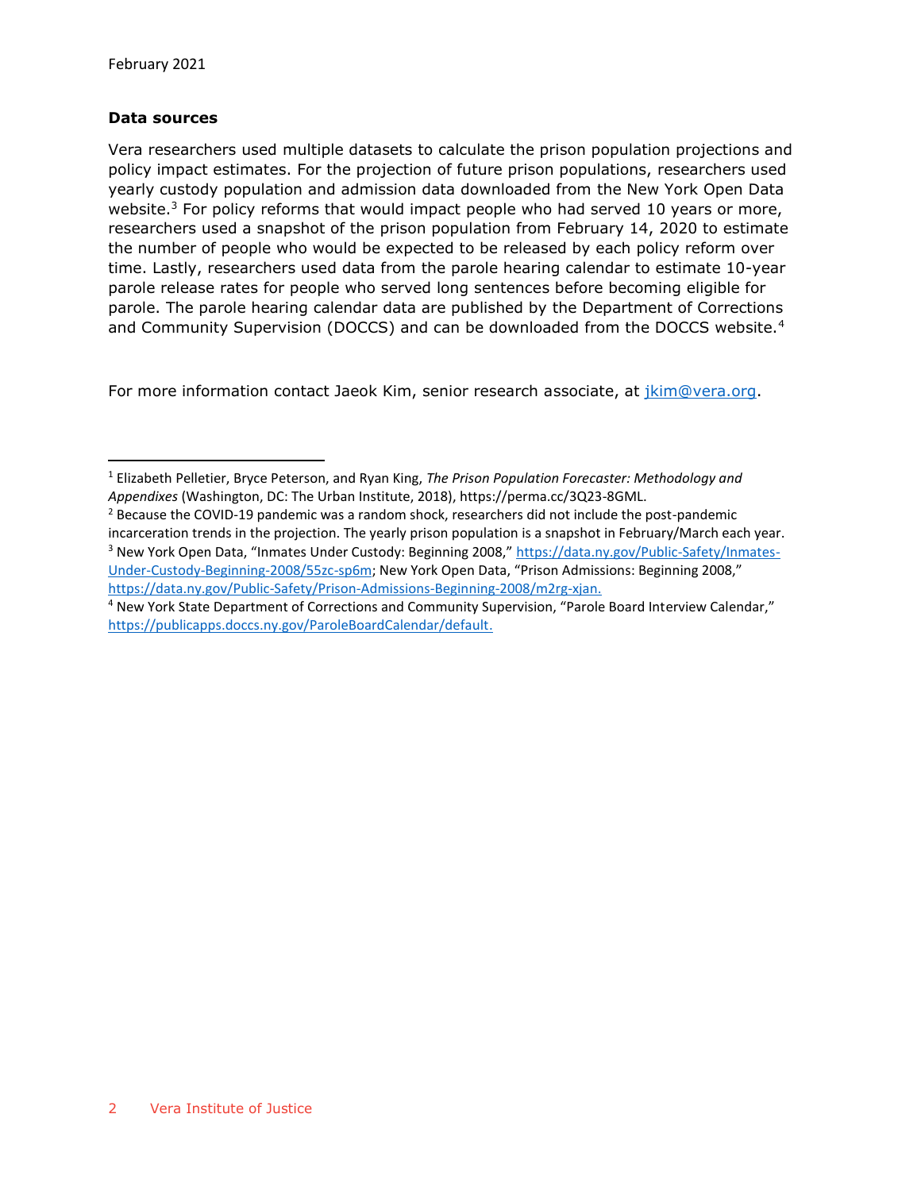**Data sources**

Vera researchers used multiple datasets to calculate the prison population projections and policy impact estimates. For the projection of future prison populations, researchers used yearly custody population and admission data downloaded from the New York Open Data website.[3] For policy reforms that would impact people who had served 10 years or more, researchers used a snapshot of the prison population from February 14, 2020 to estimate the number of people who would be expected to be released by each policy reform over time. Lastly, researchers used data from the parole hearing calendar to estimate 10-year parole release rates for people who served long sentences before becoming eligible for parole. The parole hearing calendar data are published by the Department of Corrections and Community Supervision (DOCCS) and can be downloaded from the DOCCS website.[4]

For more information contact Jaeok Kim, senior research associate, at jkim@vera.org.

---

[1] Elizabeth Pelletier, Bryce Peterson, and Ryan King, *The Prison Population Forecaster: Methodology and Appendixes* (Washington, DC: The Urban Institute, 2018), https://perma.cc/3Q23-8GML.

[2] Because the COVID-19 pandemic was a random shock, researchers did not include the post-pandemic incarceration trends in the projection. The yearly prison population is a snapshot in February/March each year.

[3] New York Open Data, "Inmates Under Custody: Beginning 2008," https://data.ny.gov/Public-Safety/Inmates-Under-Custody-Beginning-2008/55zc-sp6m; New York Open Data, "Prison Admissions: Beginning 2008," https://data.ny.gov/Public-Safety/Prison-Admissions-Beginning-2008/m2rg-xjan.

[4] New York State Department of Corrections and Community Supervision, "Parole Board Interview Calendar," https://publicapps.doccs.ny.gov/ParoleBoardCalendar/default.